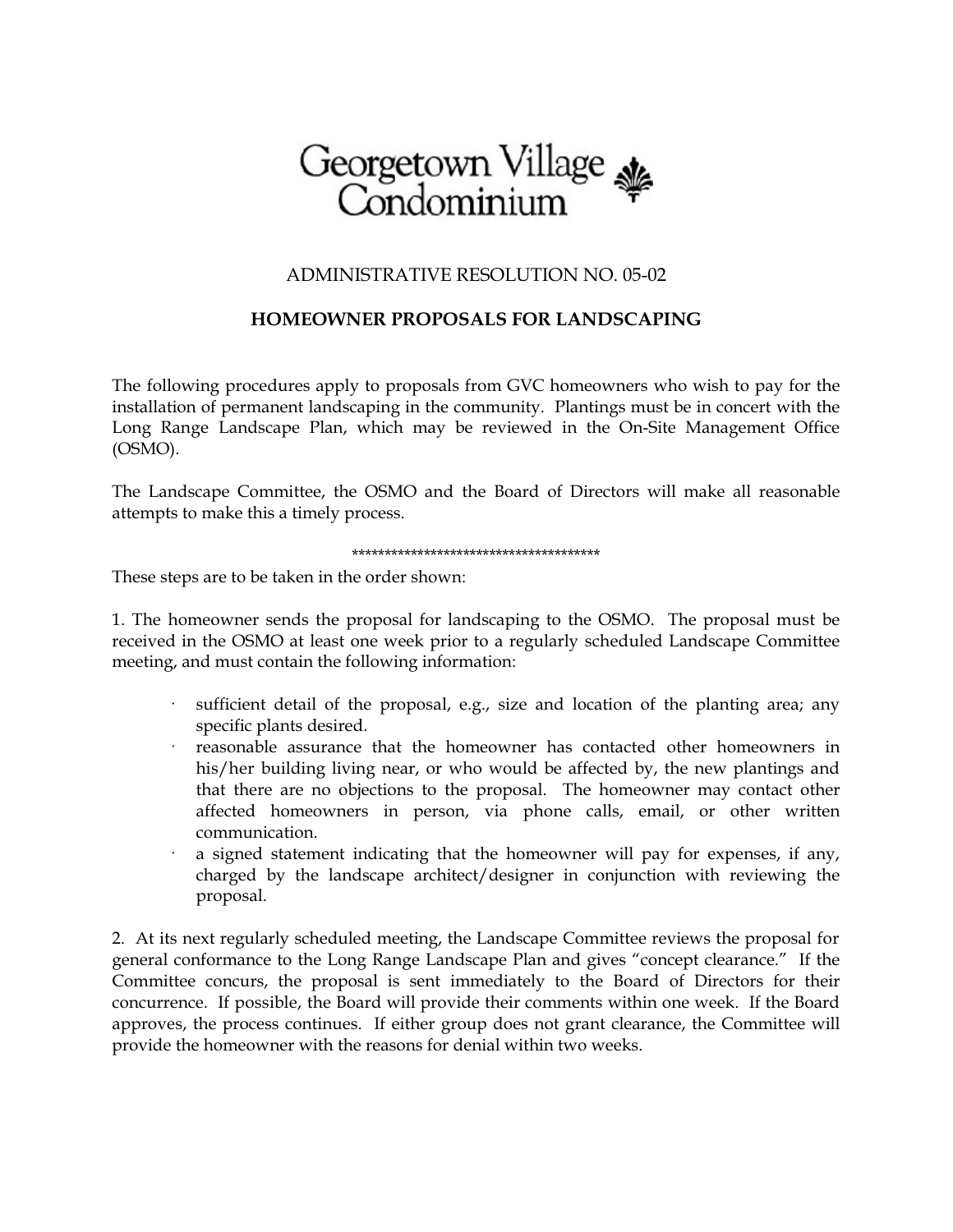# Georgetown Village Condominium

ADMINISTRATIVE RESOLUTION NO. 05-02

## HOMEOWNER PROPOSALS FOR LANDSCAPING

The following procedures apply to proposals from GVC homeowners who wish to pay for the installation of permanent landscaping in the community. Plantings must be in concert with the Long Range Landscape Plan, which may be reviewed in the On-Site Management Office (OSMO).

The Landscape Committee, the OSMO and the Board of Directors will make all reasonable attempts to make this a timely process.

***************************************

These steps are to be taken in the order shown:

1. The homeowner sends the proposal for landscaping to the OSMO. The proposal must be received in the OSMO at least one week prior to a regularly scheduled Landscape Committee meeting, and must contain the following information:

   - sufficient detail of the proposal, e.g., size and location of the planting area; any specific plants desired.
   - reasonable assurance that the homeowner has contacted other homeowners in his/her building living near, or who would be affected by, the new plantings and that there are no objections to the proposal. The homeowner may contact other affected homeowners in person, via phone calls, email, or other written communication.
   - a signed statement indicating that the homeowner will pay for expenses, if any, charged by the landscape architect/designer in conjunction with reviewing the proposal.

2. At its next regularly scheduled meeting, the Landscape Committee reviews the proposal for general conformance to the Long Range Landscape Plan and gives "concept clearance." If the Committee concurs, the proposal is sent immediately to the Board of Directors for their concurrence. If possible, the Board will provide their comments within one week. If the Board approves, the process continues. If either group does not grant clearance, the Committee will provide the homeowner with the reasons for denial within two weeks.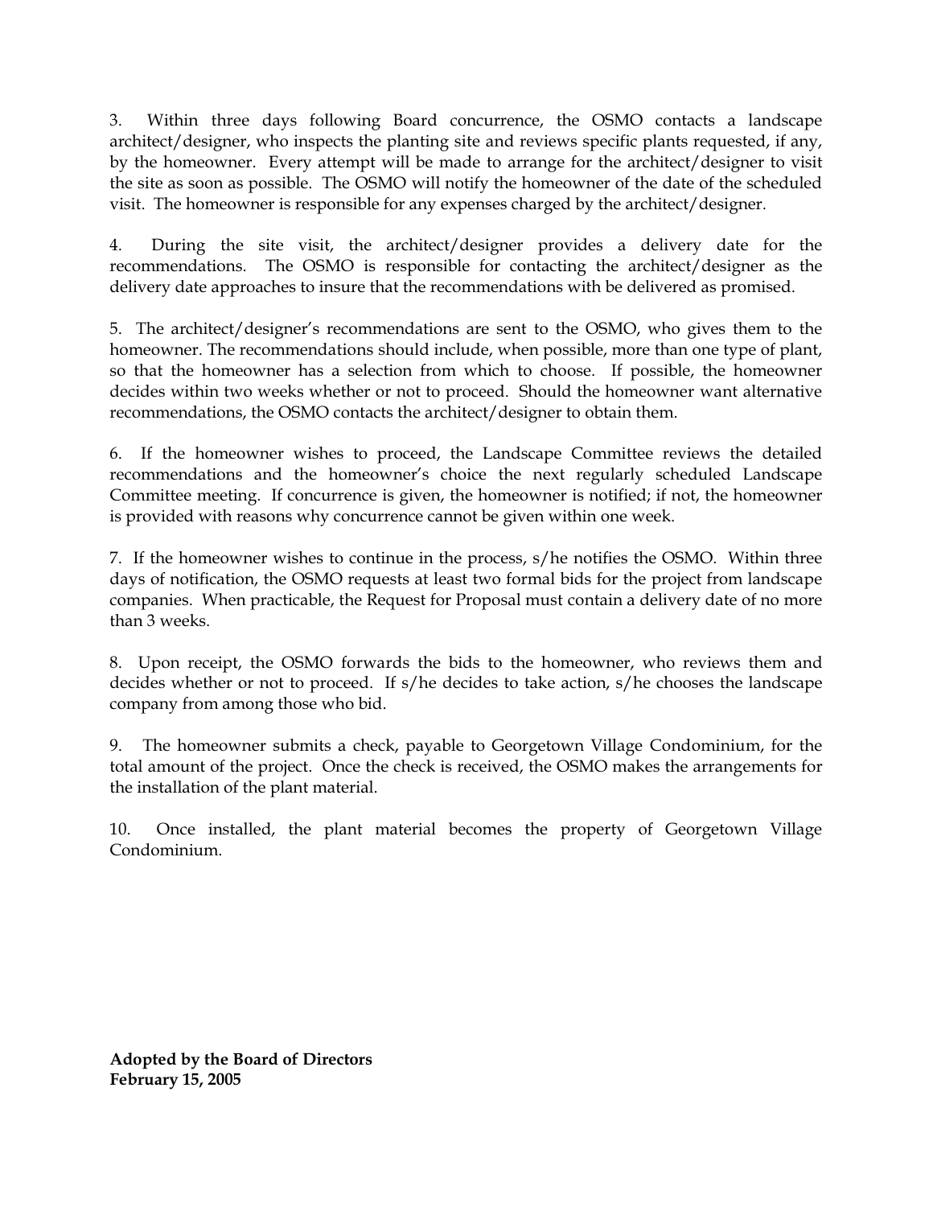3. Within three days following Board concurrence, the OSMO contacts a landscape architect/designer, who inspects the planting site and reviews specific plants requested, if any, by the homeowner. Every attempt will be made to arrange for the architect/designer to visit the site as soon as possible. The OSMO will notify the homeowner of the date of the scheduled visit. The homeowner is responsible for any expenses charged by the architect/designer.

4. During the site visit, the architect/designer provides a delivery date for the recommendations. The OSMO is responsible for contacting the architect/designer as the delivery date approaches to insure that the recommendations with be delivered as promised.

5. The architect/designer's recommendations are sent to the OSMO, who gives them to the homeowner. The recommendations should include, when possible, more than one type of plant, so that the homeowner has a selection from which to choose. If possible, the homeowner decides within two weeks whether or not to proceed. Should the homeowner want alternative recommendations, the OSMO contacts the architect/designer to obtain them.

6. If the homeowner wishes to proceed, the Landscape Committee reviews the detailed recommendations and the homeowner's choice the next regularly scheduled Landscape Committee meeting. If concurrence is given, the homeowner is notified; if not, the homeowner is provided with reasons why concurrence cannot be given within one week.

7. If the homeowner wishes to continue in the process, s/he notifies the OSMO. Within three days of notification, the OSMO requests at least two formal bids for the project from landscape companies. When practicable, the Request for Proposal must contain a delivery date of no more than 3 weeks.

8. Upon receipt, the OSMO forwards the bids to the homeowner, who reviews them and decides whether or not to proceed. If s/he decides to take action, s/he chooses the landscape company from among those who bid.

9. The homeowner submits a check, payable to Georgetown Village Condominium, for the total amount of the project. Once the check is received, the OSMO makes the arrangements for the installation of the plant material.

10. Once installed, the plant material becomes the property of Georgetown Village Condominium.

**Adopted by the Board of Directors**
**February 15, 2005**